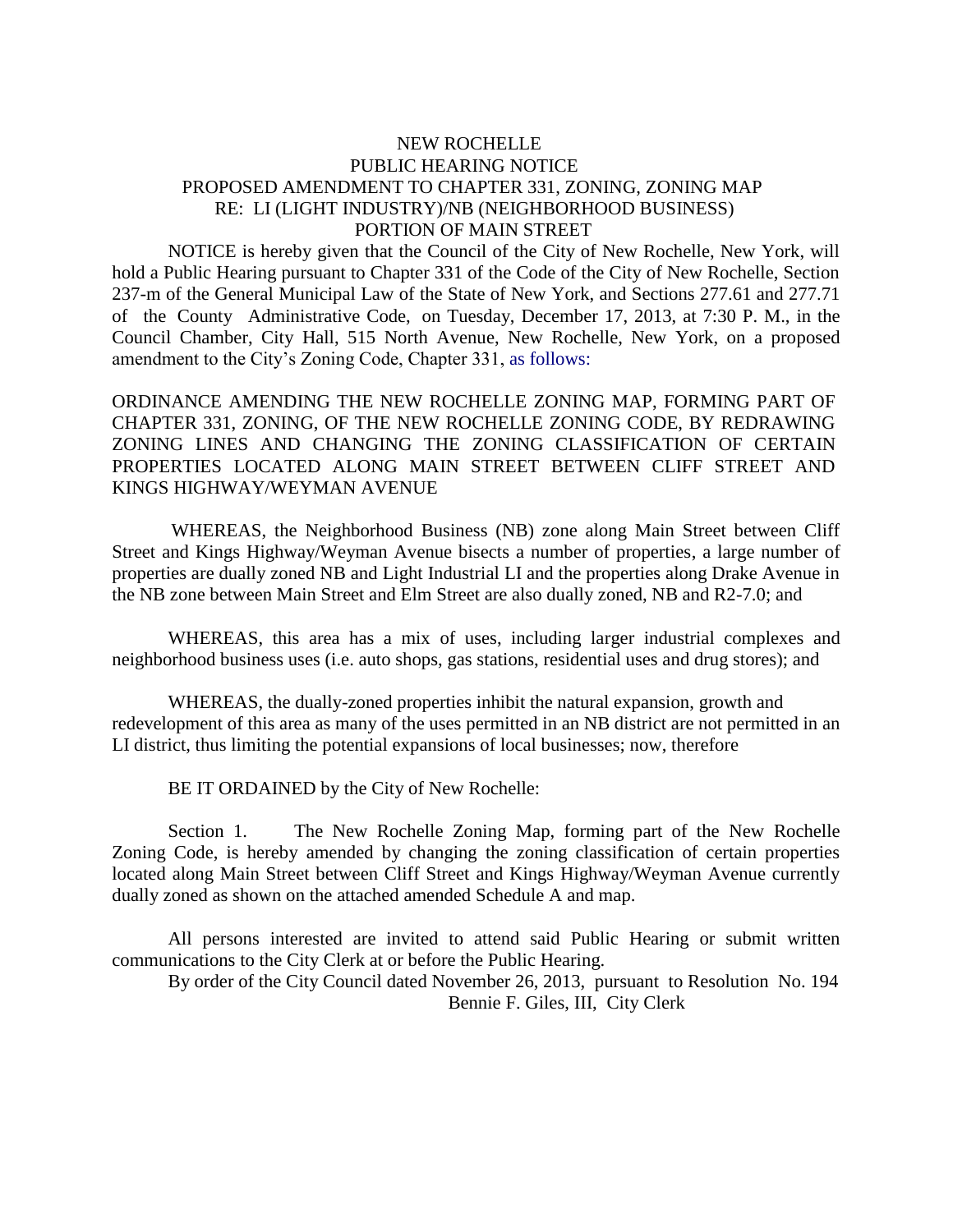# NEW ROCHELLE
## PUBLIC HEARING NOTICE
## PROPOSED AMENDMENT TO CHAPTER 331, ZONING, ZONING MAP
## RE: LI (LIGHT INDUSTRY)/NB (NEIGHBORHOOD BUSINESS) PORTION OF MAIN STREET

NOTICE is hereby given that the Council of the City of New Rochelle, New York, will hold a Public Hearing pursuant to Chapter 331 of the Code of the City of New Rochelle, Section 237-m of the General Municipal Law of the State of New York, and Sections 277.61 and 277.71 of the County Administrative Code, on Tuesday, December 17, 2013, at 7:30 P. M., in the Council Chamber, City Hall, 515 North Avenue, New Rochelle, New York, on a proposed amendment to the City's Zoning Code, Chapter 331, as follows:

ORDINANCE AMENDING THE NEW ROCHELLE ZONING MAP, FORMING PART OF CHAPTER 331, ZONING, OF THE NEW ROCHELLE ZONING CODE, BY REDRAWING ZONING LINES AND CHANGING THE ZONING CLASSIFICATION OF CERTAIN PROPERTIES LOCATED ALONG MAIN STREET BETWEEN CLIFF STREET AND KINGS HIGHWAY/WEYMAN AVENUE

WHEREAS, the Neighborhood Business (NB) zone along Main Street between Cliff Street and Kings Highway/Weyman Avenue bisects a number of properties, a large number of properties are dually zoned NB and Light Industrial LI and the properties along Drake Avenue in the NB zone between Main Street and Elm Street are also dually zoned, NB and R2-7.0; and

WHEREAS, this area has a mix of uses, including larger industrial complexes and neighborhood business uses (i.e. auto shops, gas stations, residential uses and drug stores); and

WHEREAS, the dually-zoned properties inhibit the natural expansion, growth and redevelopment of this area as many of the uses permitted in an NB district are not permitted in an LI district, thus limiting the potential expansions of local businesses; now, therefore

BE IT ORDAINED by the City of New Rochelle:

Section 1. The New Rochelle Zoning Map, forming part of the New Rochelle Zoning Code, is hereby amended by changing the zoning classification of certain properties located along Main Street between Cliff Street and Kings Highway/Weyman Avenue currently dually zoned as shown on the attached amended Schedule A and map.

All persons interested are invited to attend said Public Hearing or submit written communications to the City Clerk at or before the Public Hearing.

By order of the City Council dated November 26, 2013, pursuant to Resolution No. 194

Bennie F. Giles, III, City Clerk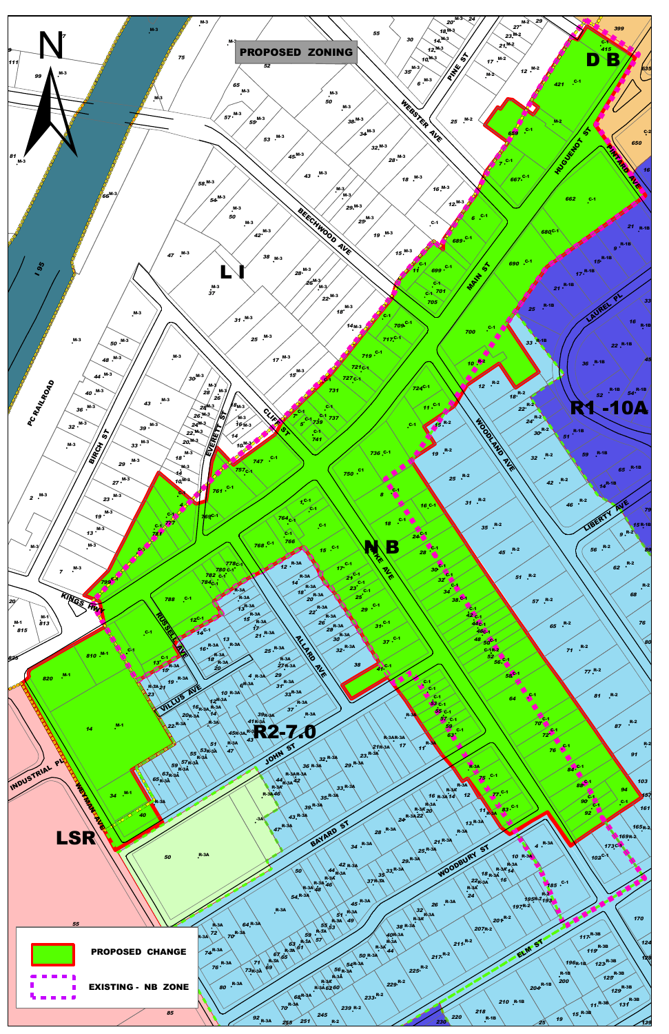# PROPOSED ZONING

| Legend |
| --- |
| PROPOSED CHANGE |
| EXISTING - NB ZONE |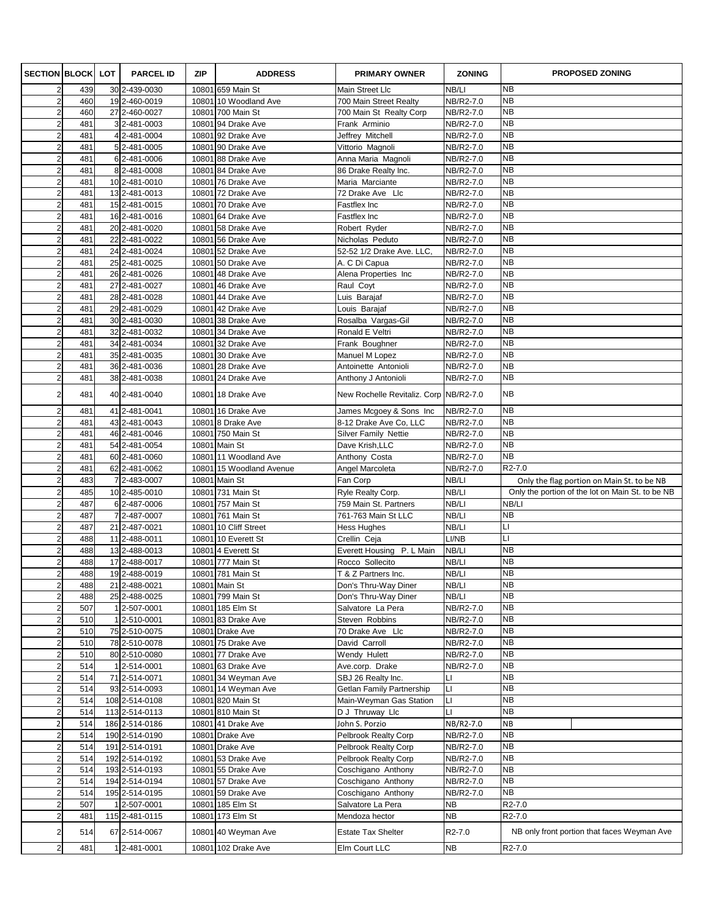| SECTION | BLOCK | LOT | PARCEL ID | ZIP | ADDRESS | PRIMARY OWNER | ZONING | PROPOSED ZONING |
|---|---|---|---|---|---|---|---|---|
| 2 | 439 | 30 | 2-439-0030 | 10801 | 659 Main St | Main Street Llc | NB/LI | NB |
| 2 | 460 | 19 | 2-460-0019 | 10801 | 10 Woodland Ave | 700 Main Street Realty | NB/R2-7.0 | NB |
| 2 | 460 | 27 | 2-460-0027 | 10801 | 700 Main St | 700 Main St Realty Corp | NB/R2-7.0 | NB |
| 2 | 481 | 3 | 2-481-0003 | 10801 | 94 Drake Ave | Frank Arminio | NB/R2-7.0 | NB |
| 2 | 481 | 4 | 2-481-0004 | 10801 | 92 Drake Ave | Jeffrey Mitchell | NB/R2-7.0 | NB |
| 2 | 481 | 5 | 2-481-0005 | 10801 | 90 Drake Ave | Vittorio Magnoli | NB/R2-7.0 | NB |
| 2 | 481 | 6 | 2-481-0006 | 10801 | 88 Drake Ave | Anna Maria Magnoli | NB/R2-7.0 | NB |
| 2 | 481 | 8 | 2-481-0008 | 10801 | 84 Drake Ave | 86 Drake Realty Inc. | NB/R2-7.0 | NB |
| 2 | 481 | 10 | 2-481-0010 | 10801 | 76 Drake Ave | Maria Marciante | NB/R2-7.0 | NB |
| 2 | 481 | 13 | 2-481-0013 | 10801 | 72 Drake Ave | 72 Drake Ave Llc | NB/R2-7.0 | NB |
| 2 | 481 | 15 | 2-481-0015 | 10801 | 70 Drake Ave | Fastflex Inc | NB/R2-7.0 | NB |
| 2 | 481 | 16 | 2-481-0016 | 10801 | 64 Drake Ave | Fastflex Inc | NB/R2-7.0 | NB |
| 2 | 481 | 20 | 2-481-0020 | 10801 | 58 Drake Ave | Robert Ryder | NB/R2-7.0 | NB |
| 2 | 481 | 22 | 2-481-0022 | 10801 | 56 Drake Ave | Nicholas Peduto | NB/R2-7.0 | NB |
| 2 | 481 | 24 | 2-481-0024 | 10801 | 52 Drake Ave | 52-52 1/2 Drake Ave. LLC, | NB/R2-7.0 | NB |
| 2 | 481 | 25 | 2-481-0025 | 10801 | 50 Drake Ave | A. C Di Capua | NB/R2-7.0 | NB |
| 2 | 481 | 26 | 2-481-0026 | 10801 | 48 Drake Ave | Alena Properties Inc | NB/R2-7.0 | NB |
| 2 | 481 | 27 | 2-481-0027 | 10801 | 46 Drake Ave | Raul Coyt | NB/R2-7.0 | NB |
| 2 | 481 | 28 | 2-481-0028 | 10801 | 44 Drake Ave | Luis Barajaf | NB/R2-7.0 | NB |
| 2 | 481 | 29 | 2-481-0029 | 10801 | 42 Drake Ave | Louis Barajaf | NB/R2-7.0 | NB |
| 2 | 481 | 30 | 2-481-0030 | 10801 | 38 Drake Ave | Rosalba Vargas-Gil | NB/R2-7.0 | NB |
| 2 | 481 | 32 | 2-481-0032 | 10801 | 34 Drake Ave | Ronald E Veltri | NB/R2-7.0 | NB |
| 2 | 481 | 34 | 2-481-0034 | 10801 | 32 Drake Ave | Frank Boughner | NB/R2-7.0 | NB |
| 2 | 481 | 35 | 2-481-0035 | 10801 | 30 Drake Ave | Manuel M Lopez | NB/R2-7.0 | NB |
| 2 | 481 | 36 | 2-481-0036 | 10801 | 28 Drake Ave | Antoinette Antonioli | NB/R2-7.0 | NB |
| 2 | 481 | 38 | 2-481-0038 | 10801 | 24 Drake Ave | Anthony J Antonioli | NB/R2-7.0 | NB |
| 2 | 481 | 40 | 2-481-0040 | 10801 | 18 Drake Ave | New Rochelle Revitaliz. Corp | NB/R2-7.0 | NB |
| 2 | 481 | 41 | 2-481-0041 | 10801 | 16 Drake Ave | James Mcgoey & Sons Inc | NB/R2-7.0 | NB |
| 2 | 481 | 43 | 2-481-0043 | 10801 | 8 Drake Ave | 8-12 Drake Ave Co, LLC | NB/R2-7.0 | NB |
| 2 | 481 | 46 | 2-481-0046 | 10801 | 750 Main St | Silver Family Nettie | NB/R2-7.0 | NB |
| 2 | 481 | 54 | 2-481-0054 | 10801 | Main St | Dave Krish,LLC | NB/R2-7.0 | NB |
| 2 | 481 | 60 | 2-481-0060 | 10801 | 11 Woodland Ave | Anthony Costa | NB/R2-7.0 | NB |
| 2 | 481 | 62 | 2-481-0062 | 10801 | 15 Woodland Avenue | Angel Marcoleta | NB/R2-7.0 | R2-7.0 |
| 2 | 483 | 7 | 2-483-0007 | 10801 | Main St | Fan Corp | NB/LI | Only the flag portion on Main St. to be NB |
| 2 | 485 | 10 | 2-485-0010 | 10801 | 731 Main St | Ryle Realty Corp. | NB/LI | Only the portion of the lot on Main St. to be NB |
| 2 | 487 | 6 | 2-487-0006 | 10801 | 757 Main St | 759 Main St. Partners | NB/LI | NB/LI |
| 2 | 487 | 7 | 2-487-0007 | 10801 | 761 Main St | 761-763 Main St LLC | NB/LI | NB |
| 2 | 487 | 21 | 2-487-0021 | 10801 | 10 Cliff Street | Hess Hughes | NB/LI | LI |
| 2 | 488 | 11 | 2-488-0011 | 10801 | 10 Everett St | Crellin Ceja | LI/NB | LI |
| 2 | 488 | 13 | 2-488-0013 | 10801 | 4 Everett St | Everett Housing P. L Main | NB/LI | NB |
| 2 | 488 | 17 | 2-488-0017 | 10801 | 777 Main St | Rocco Sollecito | NB/LI | NB |
| 2 | 488 | 19 | 2-488-0019 | 10801 | 781 Main St | T & Z Partners Inc. | NB/LI | NB |
| 2 | 488 | 21 | 2-488-0021 | 10801 | Main St | Don's Thru-Way Diner | NB/LI | NB |
| 2 | 488 | 25 | 2-488-0025 | 10801 | 799 Main St | Don's Thru-Way Diner | NB/LI | NB |
| 2 | 507 | 1 | 2-507-0001 | 10801 | 185 Elm St | Salvatore La Pera | NB/R2-7.0 | NB |
| 2 | 510 | 1 | 2-510-0001 | 10801 | 83 Drake Ave | Steven Robbins | NB/R2-7.0 | NB |
| 2 | 510 | 75 | 2-510-0075 | 10801 | Drake Ave | 70 Drake Ave Llc | NB/R2-7.0 | NB |
| 2 | 510 | 78 | 2-510-0078 | 10801 | 75 Drake Ave | David Carroll | NB/R2-7.0 | NB |
| 2 | 510 | 80 | 2-510-0080 | 10801 | 77 Drake Ave | Wendy Hulett | NB/R2-7.0 | NB |
| 2 | 514 | 1 | 2-514-0001 | 10801 | 63 Drake Ave | Ave.corp. Drake | NB/R2-7.0 | NB |
| 2 | 514 | 71 | 2-514-0071 | 10801 | 34 Weyman Ave | SBJ 26 Realty Inc. | LI | NB |
| 2 | 514 | 93 | 2-514-0093 | 10801 | 14 Weyman Ave | Getlan Family Partnership | LI | NB |
| 2 | 514 | 108 | 2-514-0108 | 10801 | 820 Main St | Main-Weyman Gas Station | LI | NB |
| 2 | 514 | 113 | 2-514-0113 | 10801 | 810 Main St | D J Thruway Llc | LI | NB |
| 2 | 514 | 186 | 2-514-0186 | 10801 | 41 Drake Ave | John S. Porzio | NB/R2-7.0 | NB |
| 2 | 514 | 190 | 2-514-0190 | 10801 | Drake Ave | Pelbrook Realty Corp | NB/R2-7.0 | NB |
| 2 | 514 | 191 | 2-514-0191 | 10801 | Drake Ave | Pelbrook Realty Corp | NB/R2-7.0 | NB |
| 2 | 514 | 192 | 2-514-0192 | 10801 | 53 Drake Ave | Pelbrook Realty Corp | NB/R2-7.0 | NB |
| 2 | 514 | 193 | 2-514-0193 | 10801 | 55 Drake Ave | Coschigano Anthony | NB/R2-7.0 | NB |
| 2 | 514 | 194 | 2-514-0194 | 10801 | 57 Drake Ave | Coschigano Anthony | NB/R2-7.0 | NB |
| 2 | 514 | 195 | 2-514-0195 | 10801 | 59 Drake Ave | Coschigano Anthony | NB/R2-7.0 | NB |
| 2 | 507 | 1 | 2-507-0001 | 10801 | 185 Elm St | Salvatore La Pera | NB | R2-7.0 |
| 2 | 481 | 115 | 2-481-0115 | 10801 | 173 Elm St | Mendoza hector | NB | R2-7.0 |
| 2 | 514 | 67 | 2-514-0067 | 10801 | 40 Weyman Ave | Estate Tax Shelter | R2-7.0 | NB only front portion that faces Weyman Ave |
| 2 | 481 | 1 | 2-481-0001 | 10801 | 102 Drake Ave | Elm Court LLC | NB | R2-7.0 |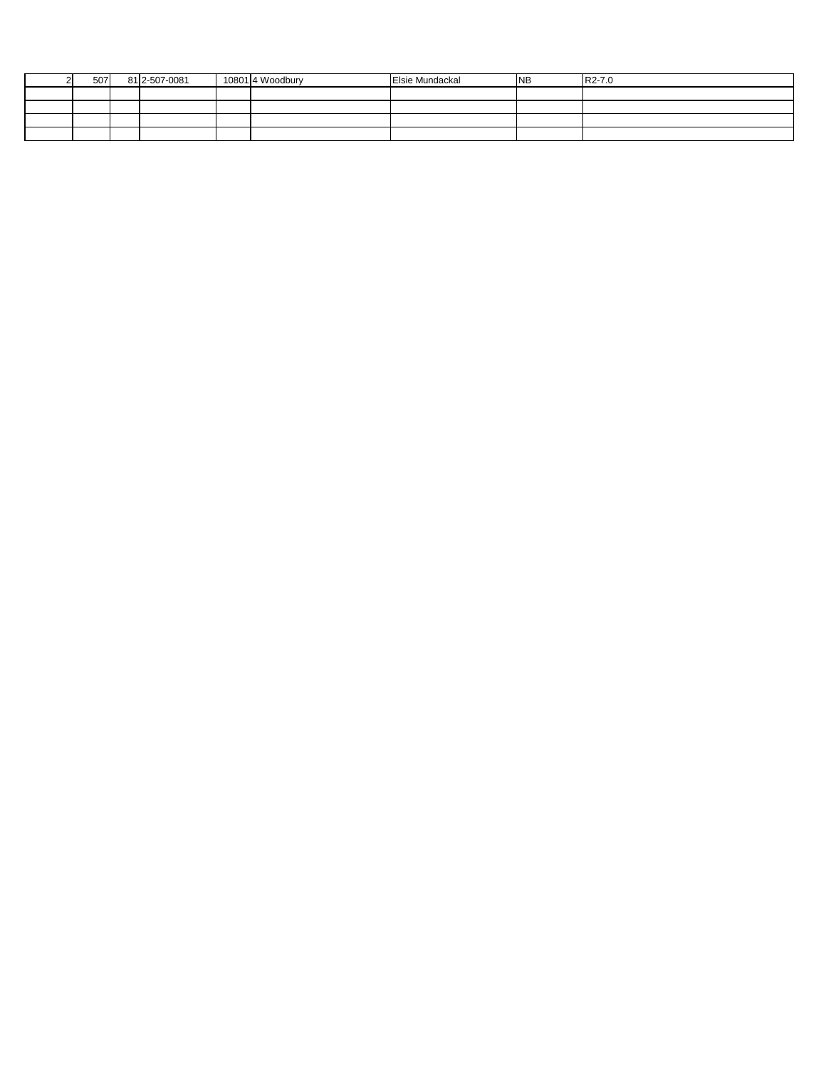| | | | | | | | | |
|---|---|---|---|---|---|---|---|---|
| 2 | 507 | 81 | 2-507-0081 | 10801 | 4 Woodbury | Elsie Mundackal | NB | R2-7.0 |
| | | | | | | | | |
| | | | | | | | | |
| | | | | | | | | |
| | | | | | | | | |